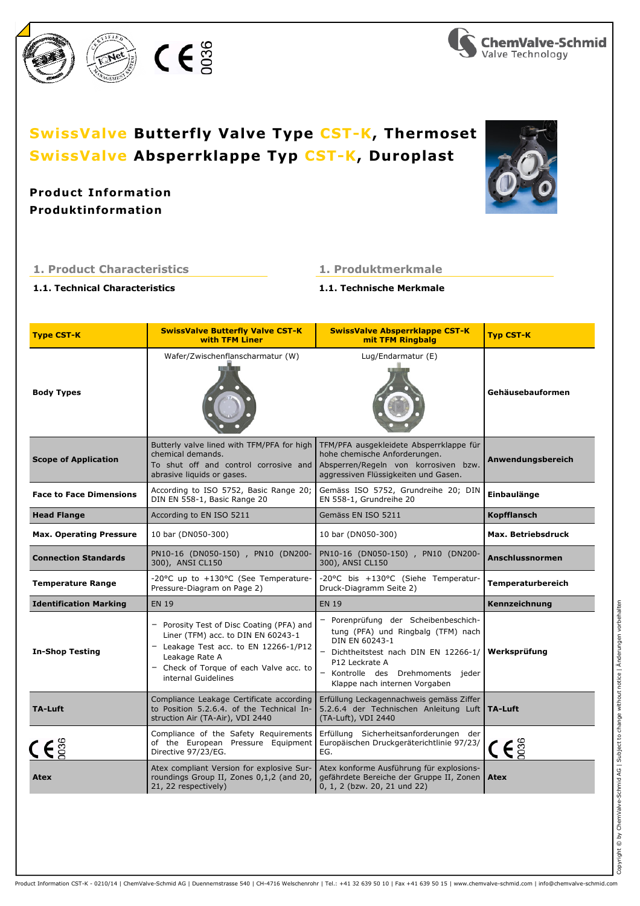# SwissValve Butterfly Valve Type CST-K, Thermoset
# SwissValve Absperrklappe Typ CST-K, Duroplast

**Product Information**
**Produktinformation**

## 1. Product Characteristics

### 1.1. Technical Characteristics

## 1. Produktmerkmale

### 1.1. Technische Merkmale

| Type CST-K | SwissValve Butterfly Valve CST-K with TFM Liner | SwissValve Absperrklappe CST-K mit TFM Ringbalg | Typ CST-K |
|---|---|---|---|
| **Body Types** | Wafer/Zwischenflanscharmatur (W) | Lug/Endarmatur (E) | **Gehäusebauformen** |
| **Scope of Application** | Butterly valve lined with TFM/PFA for high chemical demands. To shut off and control corrosive and abrasive liquids or gases. | TFM/PFA ausgekleidete Absperrklappe für hohe chemische Anforderungen. Absperren/Regeln von korrosiven bzw. aggressiven Flüssigkeiten und Gasen. | **Anwendungsbereich** |
| **Face to Face Dimensions** | According to ISO 5752, Basic Range 20; DIN EN 558-1, Basic Range 20 | Gemäss ISO 5752, Grundreihe 20; DIN EN 558-1, Grundreihe 20 | **Einbaulänge** |
| **Head Flange** | According to EN ISO 5211 | Gemäss EN ISO 5211 | **Kopfflansch** |
| **Max. Operating Pressure** | 10 bar (DN050-300) | 10 bar (DN050-300) | **Max. Betriebsdruck** |
| **Connection Standards** | PN10-16 (DN050-150) , PN10 (DN200-300), ANSI CL150 | PN10-16 (DN050-150) , PN10 (DN200-300), ANSI CL150 | **Anschlussnormen** |
| **Temperature Range** | -20°C up to +130°C (See Temperature-Pressure-Diagram on Page 2) | -20°C bis +130°C (Siehe Temperatur-Druck-Diagramm Seite 2) | **Temperaturbereich** |
| **Identification Marking** | EN 19 | EN 19 | **Kennzeichnung** |
| **In-Shop Testing** | – Porosity Test of Disc Coating (PFA) and Liner (TFM) acc. to DIN EN 60243-1<br>– Leakage Test acc. to EN 12266-1/P12 Leakage Rate A<br>– Check of Torque of each Valve acc. to internal Guidelines | – Porenprüfung der Scheibenbeschichtung (PFA) und Ringbalg (TFM) nach DIN EN 60243-1<br>– Dichtheitstest nach DIN EN 12266-1/ P12 Leckrate A<br>– Kontrolle des Drehmoments jeder Klappe nach internen Vorgaben | **Werksprüfung** |
| **TA-Luft** | Compliance Leakage Certificate according to Position 5.2.6.4. of the Technical Instruction Air (TA-Air), VDI 2440 | Erfüllung Leckagennachweis gemäss Ziffer 5.2.6.4 der Technischen Anleitung Luft (TA-Luft), VDI 2440 | **TA-Luft** |
| CE 0036 | Compliance of the Safety Requirements of the European Pressure Equipment Directive 97/23/EG. | Erfüllung Sicherheitsanforderungen der Europäischen Druckgeräterichtlinie 97/23/ EG. | CE 0036 |
| **Atex** | Atex compliant Version for explosive Surroundings Group II, Zones 0,1,2 (and 20, 21, 22 respectively) | Atex konforme Ausführung für explosionsgefährdete Bereiche der Gruppe II, Zonen 0, 1, 2 (bzw. 20, 21 und 22) | **Atex** |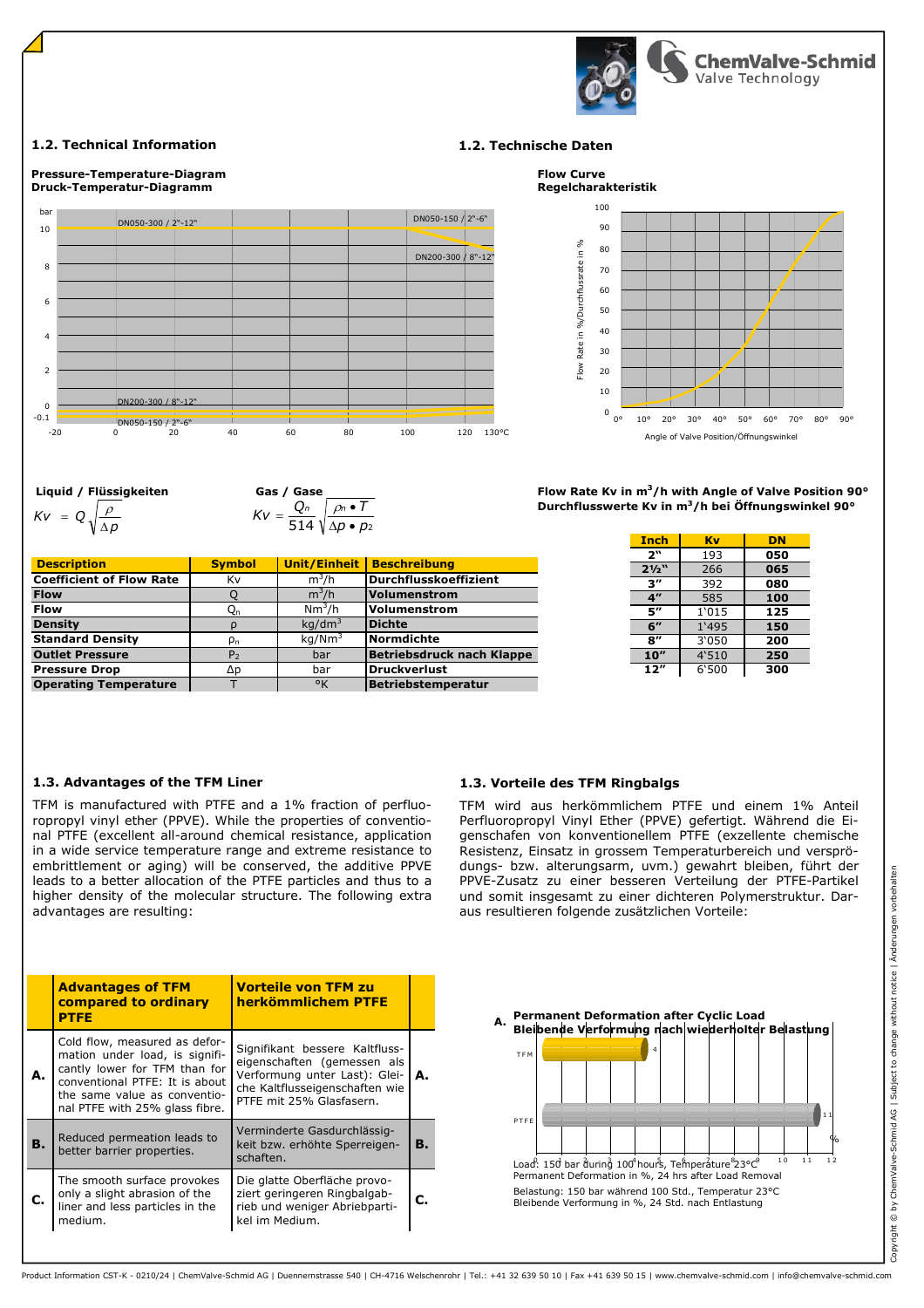## 1.2. Technical Information

## 1.2. Technische Daten

**Pressure-Temperature-Diagram**
**Druck-Temperatur-Diagramm**

**Flow Curve**
**Regelcharakteristik**

**Liquid / Flüssigkeiten**

$$Kv = Q\sqrt{\frac{\rho}{\Delta p}}$$

**Gas / Gase**

$$Kv = \frac{Q_n}{514}\sqrt{\frac{\rho_n \bullet T}{\Delta p \bullet p_2}}$$

| Description | Symbol | Unit/Einheit | Beschreibung |
|---|---|---|---|
| **Coefficient of Flow Rate** | Kv | $m^3/h$ | **Durchflusskoeffizient** |
| **Flow** | Q | $m^3/h$ | **Volumenstrom** |
| **Flow** | $Q_n$ | $Nm^3/h$ | **Volumenstrom** |
| **Density** | $\rho$ | $kg/dm^3$ | **Dichte** |
| **Standard Density** | $\rho_n$ | $kg/Nm^3$ | **Normdichte** |
| **Outlet Pressure** | $P_2$ | bar | **Betriebsdruck nach Klappe** |
| **Pressure Drop** | $\Delta p$ | bar | **Druckverlust** |
| **Operating Temperature** | T | °K | **Betriebstemperatur** |

**Flow Rate Kv in $m^3/h$ with Angle of Valve Position 90°**
**Durchflusswerte Kv in $m^3/h$ bei Öffnungswinkel 90°**

| Inch | Kv | DN |
|---|---|---|
| **2"** | 193 | **050** |
| **2½"** | 266 | **065** |
| **3"** | 392 | **080** |
| **4"** | 585 | **100** |
| **5"** | 1'015 | **125** |
| **6"** | 1'495 | **150** |
| **8"** | 3'050 | **200** |
| **10"** | 4'510 | **250** |
| **12"** | 6'500 | **300** |

### 1.3. Advantages of the TFM Liner

TFM is manufactured with PTFE and a 1% fraction of perfluoropropyl vinyl ether (PPVE). While the properties of conventional PTFE (excellent all-around chemical resistance, application in a wide service temperature range and extreme resistance to embrittlement or aging) will be conserved, the additive PPVE leads to a better allocation of the PTFE particles and thus to a higher density of the molecular structure. The following extra advantages are resulting:

### 1.3. Vorteile des TFM Ringbalgs

TFM wird aus herkömmlichem PTFE und einem 1% Anteil Perfluoropropyl Vinyl Ether (PPVE) gefertigt. Während die Eigenschaften von konventionellem PTFE (exzellente chemische Resistenz, Einsatz in grossem Temperaturbereich und versprödungs- bzw. alterungsarm, uvm.) gewahrt bleiben, führt der PPVE-Zusatz zu einer besseren Verteilung der PTFE-Partikel und somit insgesamt zu einer dichteren Polymerstruktur. Daraus resultieren folgende zusätzlichen Vorteile:

| | Advantages of TFM compared to ordinary PTFE | Vorteile von TFM zu herkömmlichem PTFE | |
|---|---|---|---|
| **A.** | Cold flow, measured as deformation under load, is significantly lower for TFM than for conventional PTFE: It is about the same value as conventional PTFE with 25% glass fibre. | Signifikant bessere Kaltflusseigenschaften (gemessen als Verformung unter Last): Gleiche Kaltflusseigenschaften wie PTFE mit 25% Glasfasern. | **A.** |
| **B.** | Reduced permeation leads to better barrier properties. | Verminderte Gasdurchlässigkeit bzw. erhöhte Sperreigenschaften. | **B.** |
| **C.** | The smooth surface provokes only a slight abrasion of the liner and less particles in the medium. | Die glatte Oberfläche provoziert geringeren Ringbalgabrieb und weniger Abriebpartikel im Medium. | **C.** |

**A. Permanent Deformation after Cyclic Load**
**Bleibende Verformung nach wiederholter Belastung**

Load: 150 bar during 100 hours, Temperature 23°C
Permanent Deformation in %, 24 hrs after Load Removal

Belastung: 150 bar während 100 Std., Temperatur 23°C
Bleibende Verformung in %, 24 Std. nach Entlastung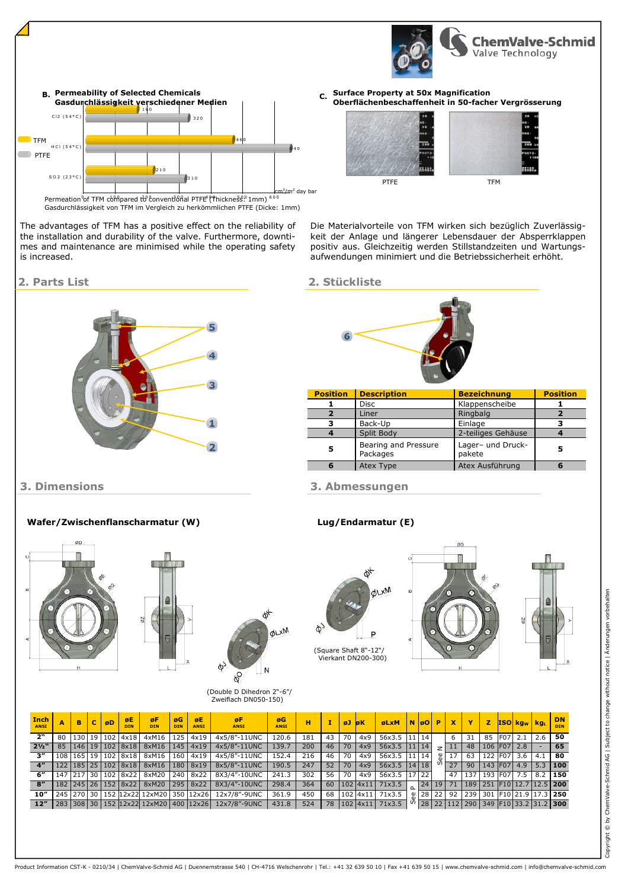**B. Permeability of Selected Chemicals**
**Gasdurchlässigkeit verschiedener Medien**

| | TFM | PTFE |
|---|---|---|
| Cl2 (54°C) | 160 | 320 |
| HCl (54°C) | 460 | 640 |
| SO2 (23°C) | 210 | 310 |

$cm^3/m^2$ day bar

Permeation of TFM compared to conventional PTFE (Thickness: 1mm)
Gasdurchlässigkeit von TFM im Vergleich zu herkömmlichen PTFE (Dicke: 1mm)

**C. Surface Property at 50x Magnification**
**Oberflächenbeschaffenheit in 50-facher Vergrösserung**

PTFE TFM

The advantages of TFM has a positive effect on the reliability of the installation and durability of the valve. Furthermore, downtimes and maintenance are minimised while the operating safety is increased.

Die Materialvorteile von TFM wirken sich bezüglich Zuverlässigkeit der Anlage und längerer Lebensdauer der Absperrklappen positiv aus. Gleichzeitig werden Stillstandzeiten und Wartungsaufwendungen minimiert und die Betriebssicherheit erhöht.

## 2. Parts List

## 2. Stückliste

| Position | Description | Bezeichnung | Position |
|---|---|---|---|
| 1 | Disc | Klappenscheibe | 1 |
| 2 | Liner | Ringbalg | 2 |
| 3 | Back-Up | Einlage | 3 |
| 4 | Split Body | 2-teiliges Gehäuse | 4 |
| 5 | Bearing and Pressure Packages | Lager- und Druckpakete | 5 |
| 6 | Atex Type | Atex Ausführung | 6 |

## 3. Dimensions

## 3. Abmessungen

**Wafer/Zwischenflanscharmatur (W)**

(Double D Dihedron 2"-6"/ Zweiflach DN050-150)

**Lug/Endarmatur (E)**

(Square Shaft 8"-12"/ Vierkant DN200-300)

| Inch ANSI | A | B | C | øD | øE DIN | øF DIN | øG DIN | øE ANSI | øF ANSI | øG ANSI | H | I | øJ | øK | øLxM | N | øO | P | X | Y | Z | ISO | kgW | kgL | DN DIN |
|---|---|---|---|---|---|---|---|---|---|---|---|---|---|---|---|---|---|---|---|---|---|---|---|---|---|
| 2" | 80 | 130 | 19 | 102 | 4x18 | 4xM16 | 125 | 4x19 | 4x5/8"-11UNC | 120.6 | 181 | 43 | 70 | 4x9 | 56x3.5 | 11 | 14 | See N | 6 | 31 | 85 | F07 | 2.1 | 2.6 | 50 |
| 2½" | 85 | 146 | 19 | 102 | 8x18 | 8xM16 | 145 | 4x19 | 4x5/8"-11UNC | 139.7 | 200 | 46 | 70 | 4x9 | 56x3.5 | 11 | 14 | See N | 11 | 48 | 106 | F07 | 2.8 | - | 65 |
| 3" | 108 | 165 | 19 | 102 | 8x18 | 8xM16 | 160 | 4x19 | 4x5/8"-11UNC | 152.4 | 216 | 46 | 70 | 4x9 | 56x3.5 | 11 | 14 | See N | 17 | 63 | 122 | F07 | 3.6 | 4.1 | 80 |
| 4" | 122 | 185 | 25 | 102 | 8x18 | 8xM16 | 180 | 8x19 | 8x5/8"-11UNC | 190.5 | 247 | 52 | 70 | 4x9 | 56x3.5 | 14 | 18 | See N | 27 | 90 | 143 | F07 | 4.9 | 5.3 | 100 |
| 6" | 147 | 217 | 30 | 102 | 8x22 | 8xM20 | 240 | 8x22 | 8X3/4"-10UNC | 241.3 | 302 | 56 | 70 | 4x9 | 56x3.5 | 17 | 22 | See N | 47 | 137 | 193 | F07 | 7.5 | 8.2 | 150 |
| 8" | 182 | 245 | 26 | 152 | 8x22 | 8xM20 | 295 | 8x22 | 8X3/4"-10UNC | 298.4 | 364 | 60 | 102 | 4x11 | 71x3.5 | See P | 24 | 19 | 71 | 189 | 251 | F10 | 12.7 | 12.5 | 200 |
| 10" | 245 | 270 | 30 | 152 | 12x22 | 12xM20 | 350 | 12x26 | 12x7/8"-9UNC | 361.9 | 450 | 68 | 102 | 4x11 | 71x3.5 | See P | 28 | 22 | 92 | 239 | 301 | F10 | 21.9 | 17.3 | 250 |
| 12" | 283 | 308 | 30 | 152 | 12x22 | 12xM20 | 400 | 12x26 | 12x7/8"-9UNC | 431.8 | 524 | 78 | 102 | 4x11 | 71x3.5 | See P | 28 | 22 | 112 | 290 | 349 | F10 | 33.2 | 31.2 | 300 |

Copyright © by ChemValve-Schmid AG | Subject to change without notice | Änderungen vorbehalten

Product Information CST-K - 0210/34 | ChemValve-Schmid AG | Duennernstrasse 540 | CH-4716 Welschenrohr | Tel.: +41 32 639 50 10 | Fax +41 639 50 15 | www.chemvalve-schmid.com | info@chemvalve-schmid.com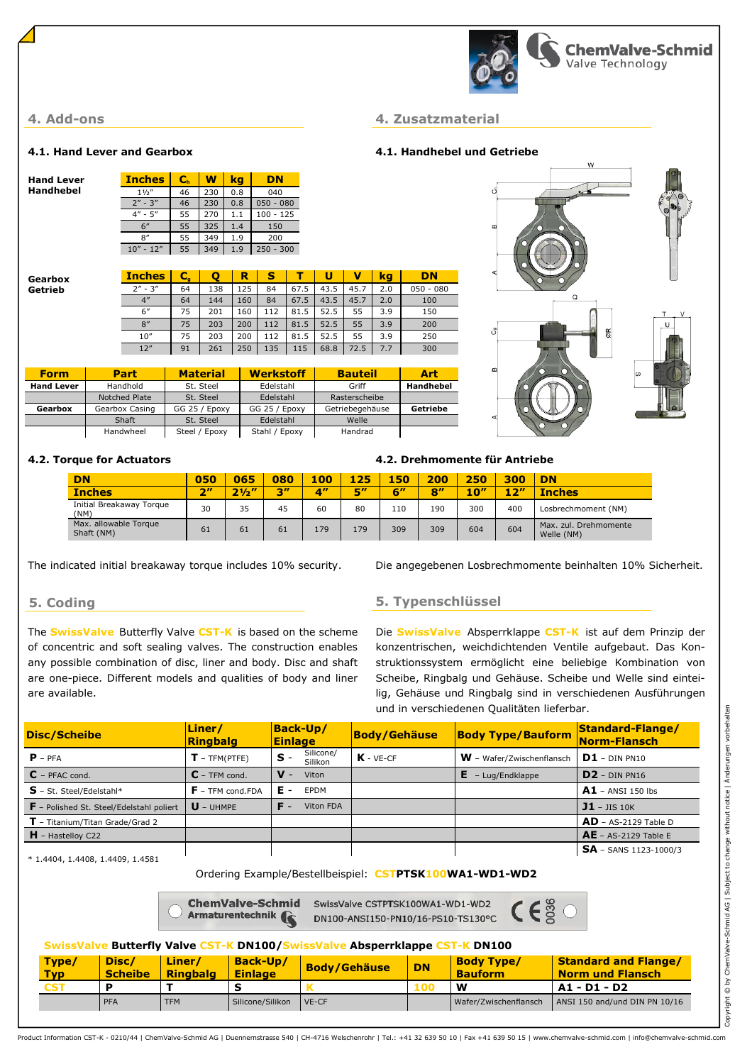## 4. Add-ons

## 4. Zusatzmaterial

### 4.1. Hand Lever and Gearbox

### 4.1. Handhebel und Getriebe

**Hand Lever**
**Handhebel**

| Inches | $C_h$ | W | kg | DN |
|---|---|---|---|---|
| 1½" | 46 | 230 | 0.8 | 040 |
| 2" - 3" | 46 | 230 | 0.8 | 050 - 080 |
| 4" - 5" | 55 | 270 | 1.1 | 100 - 125 |
| 6" | 55 | 325 | 1.4 | 150 |
| 8" | 55 | 349 | 1.9 | 200 |
| 10" - 12" | 55 | 349 | 1.9 | 250 - 300 |

**Gearbox**
**Getrieb**

| Inches | $C_g$ | Q | R | S | T | U | V | kg | DN |
|---|---|---|---|---|---|---|---|---|---|
| 2" - 3" | 64 | 138 | 125 | 84 | 67.5 | 43.5 | 45.7 | 2.0 | 050 - 080 |
| 4" | 64 | 144 | 160 | 84 | 67.5 | 43.5 | 45.7 | 2.0 | 100 |
| 6" | 75 | 201 | 160 | 112 | 81.5 | 52.5 | 55 | 3.9 | 150 |
| 8" | 75 | 203 | 200 | 112 | 81.5 | 52.5 | 55 | 3.9 | 200 |
| 10" | 75 | 203 | 200 | 112 | 81.5 | 52.5 | 55 | 3.9 | 250 |
| 12" | 91 | 261 | 250 | 135 | 115 | 68.8 | 72.5 | 7.7 | 300 |

| Form | Part | Material | Werkstoff | Bauteil | Art |
|---|---|---|---|---|---|
| Hand Lever | Handhold | St. Steel | Edelstahl | Griff | Handhebel |
| | Notched Plate | St. Steel | Edelstahl | Rasterscheibe | |
| Gearbox | Gearbox Casing | GG 25 / Epoxy | GG 25 / Epoxy | Getriebegehäuse | Getriebe |
| | Shaft | St. Steel | Edelstahl | Welle | |
| | Handwheel | Steel / Epoxy | Stahl / Epoxy | Handrad | |

W
C
B
A
Q
$C_g$
ØR
T
V
U
S

### 4.2. Torque for Actuators

### 4.2. Drehmomente für Antriebe

| DN | 050 | 065 | 080 | 100 | 125 | 150 | 200 | 250 | 300 | DN |
|---|---|---|---|---|---|---|---|---|---|---|
| **Inches** | **2"** | **2½"** | **3"** | **4"** | **5"** | **6"** | **8"** | **10"** | **12"** | **Inches** |
| Initial Breakaway Torque (NM) | 30 | 35 | 45 | 60 | 80 | 110 | 190 | 300 | 400 | Losbrechmoment (NM) |
| Max. allowable Torque Shaft (NM) | 61 | 61 | 61 | 179 | 179 | 309 | 309 | 604 | 604 | Max. zul. Drehmomente Welle (NM) |

The indicated initial breakaway torque includes 10% security.

Die angegebenen Losbrechmomente beinhalten 10% Sicherheit.

## 5. Coding

## 5. Typenschlüssel

The SwissValve Butterfly Valve CST-K is based on the scheme of concentric and soft sealing valves. The construction enables any possible combination of disc, liner and body. Disc and shaft are one-piece. Different models and qualities of body and liner are available.

Die SwissValve Absperrklappe CST-K ist auf dem Prinzip der konzentrischen, weichdichtenden Ventile aufgebaut. Das Konstruktionssystem ermöglicht eine beliebige Kombination von Scheibe, Ringbalg und Gehäuse. Scheibe und Welle sind einteilig, Gehäuse und Ringbalg sind in verschiedenen Ausführungen und in verschiedenen Qualitäten lieferbar.

| Disc/Scheibe | Liner/ Ringbalg | Back-Up/ Einlage | Body/Gehäuse | Body Type/Bauform | Standard-Flange/ Norm-Flansch |
|---|---|---|---|---|---|
| **P** - PFA | **T** - TFM(PTFE) | **S** - Silicone/ Silikon | **K** - VE-CF | **W** - Wafer/Zwischenflansch | **D1** - DIN PN10 |
| **C** - PFAC cond. | **C** - TFM cond. | **V** - Viton | | **E** - Lug/Endklappe | **D2** - DIN PN16 |
| **S** - St. Steel/Edelstahl* | **F** - TFM cond.FDA | **E** - EPDM | | | **A1** - ANSI 150 lbs |
| **F** - Polished St. Steel/Edelstahl poliert | **U** - UHMPE | **F** - Viton FDA | | | **J1** - JIS 10K |
| **T** - Titanium/Titan Grade/Grad 2 | | | | | **AD** - AS-2129 Table D |
| **H** - Hastelloy C22 | | | | | **AE** - AS-2129 Table E |
| | | | | | **SA** - SANS 1123-1000/3 |

\* 1.4404, 1.4408, 1.4409, 1.4581

Ordering Example/Bestellbeispiel: **CSTPTSK100WA1-WD1-WD2**

ChemValve-Schmid Armaturentechnik
SwissValve CSTPTSK100WA1-WD2
DN100-ANSI150-PN10/16-PS10-TS130°C
CE 0036

**SwissValve Butterfly Valve CST-K DN100/SwissValve Absperrklappe CST-K DN100**

| Type/ Typ | Disc/ Scheibe | Liner/ Ringbalg | Back-Up/ Einlage | Body/Gehäuse | DN | Body Type/ Bauform | Standard and Flange/ Norm und Flansch |
|---|---|---|---|---|---|---|---|
| CST | P | T | S | K | 100 | W | A1 - D1 - D2 |
| | PFA | TFM | Silicone/Silikon | VE-CF | | Wafer/Zwischenflansch | ANSI 150 and/und DIN PN 10/16 |

Product Information CST-K - 0210/44 | ChemValve-Schmid AG | Duennernstrasse 540 | CH-4716 Welschenrohr | Tel.: +41 32 639 50 10 | Fax +41 639 50 15 | www.chemvalve-schmid.com | info@chemvalve-schmid.com

Copyright © by ChemValve-Schmid AG | Subject to change without notice | Änderungen vorbehalten